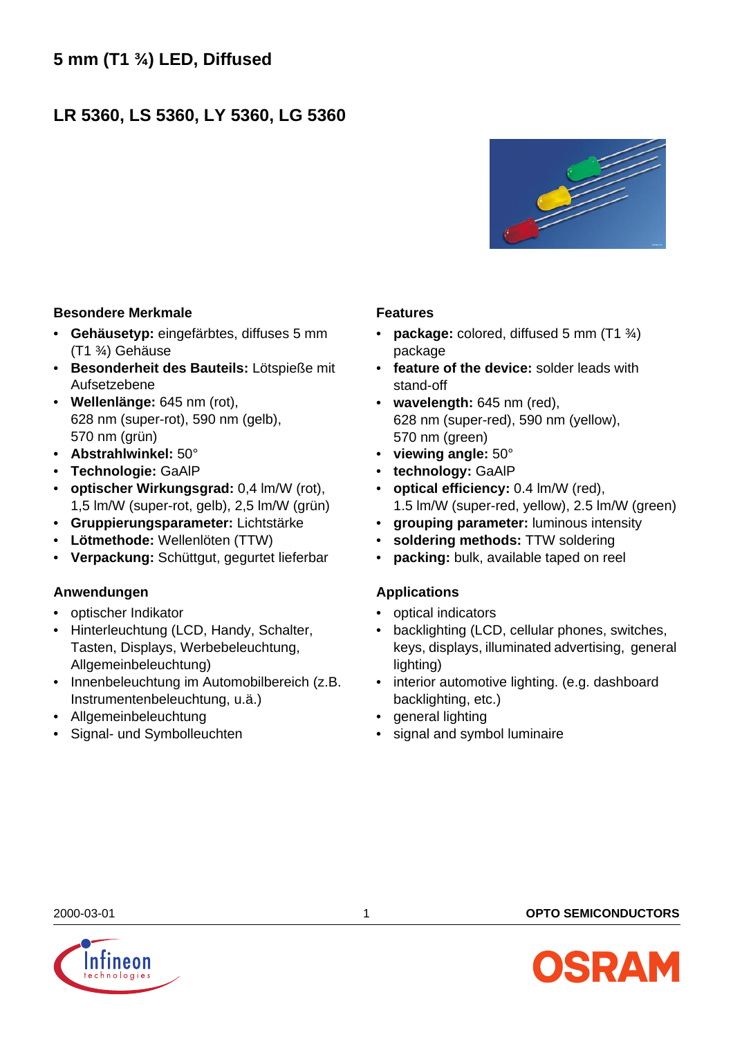# 5 mm (T1 ¾) LED, Diffused

## LR 5360, LS 5360, LY 5360, LG 5360

### Besondere Merkmale

- **Gehäusetyp:** eingefärbtes, diffuses 5 mm (T1 ¾) Gehäuse
- **Besonderheit des Bauteils:** Lötspieße mit Aufsetzebene
- **Wellenlänge:** 645 nm (rot), 628 nm (super-rot), 590 nm (gelb), 570 nm (grün)
- **Abstrahlwinkel:** 50°
- **Technologie:** GaAlP
- **optischer Wirkungsgrad:** 0,4 lm/W (rot), 1,5 lm/W (super-rot, gelb), 2,5 lm/W (grün)
- **Gruppierungsparameter:** Lichtstärke
- **Lötmethode:** Wellenlöten (TTW)
- **Verpackung:** Schüttgut, gegurtet lieferbar

### Anwendungen

- optischer Indikator
- Hinterleuchtung (LCD, Handy, Schalter, Tasten, Displays, Werbebeleuchtung, Allgemeinbeleuchtung)
- Innenbeleuchtung im Automobilbereich (z.B. Instrumentenbeleuchtung, u.ä.)
- Allgemeinbeleuchtung
- Signal- und Symbolleuchten

### Features

- **package:** colored, diffused 5 mm (T1 ¾) package
- **feature of the device:** solder leads with stand-off
- **wavelength:** 645 nm (red), 628 nm (super-red), 590 nm (yellow), 570 nm (green)
- **viewing angle:** 50°
- **technology:** GaAlP
- **optical efficiency:** 0.4 lm/W (red), 1.5 lm/W (super-red, yellow), 2.5 lm/W (green)
- **grouping parameter:** luminous intensity
- **soldering methods:** TTW soldering
- **packing:** bulk, available taped on reel

### Applications

- optical indicators
- backlighting (LCD, cellular phones, switches, keys, displays, illuminated advertising, general lighting)
- interior automotive lighting. (e.g. dashboard backlighting, etc.)
- general lighting
- signal and symbol luminaire

2000-03-01

OPTO SEMICONDUCTORS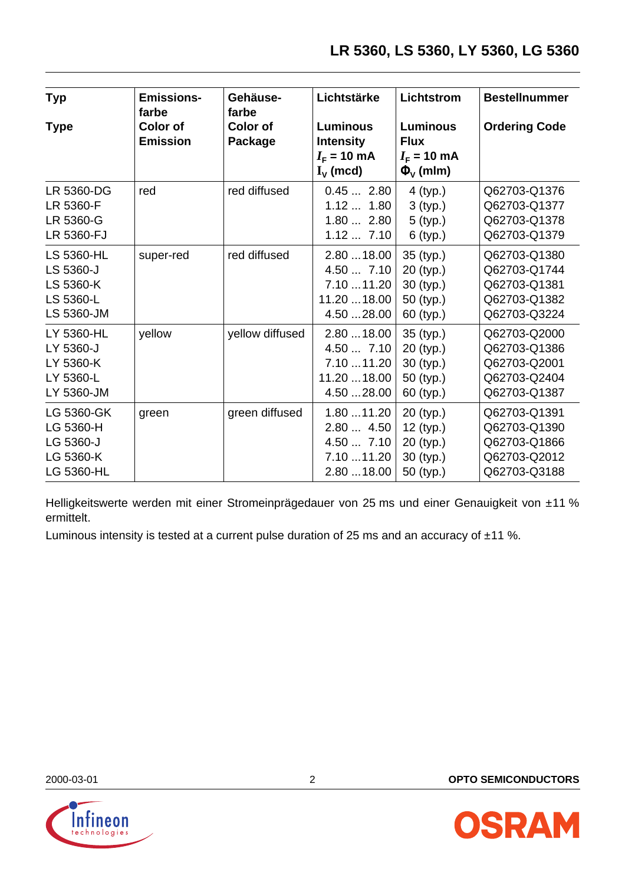| Typ<br><br>Type | Emissions-farbe<br>Color of Emission | Gehäuse-farbe<br>Color of Package | Lichtstärke<br><br>Luminous Intensity<br>$I_F$ = 10 mA<br>$I_V$ (mcd) | Lichtstrom<br><br>Luminous Flux<br>$I_F$ = 10 mA<br>$\Phi_V$ (mlm) | Bestellnummer<br><br>Ordering Code |
|---|---|---|---|---|---|
| LR 5360-DG<br>LR 5360-F<br>LR 5360-G<br>LR 5360-FJ | red | red diffused | 0.45 ... 2.80<br>1.12 ... 1.80<br>1.80 ... 2.80<br>1.12 ... 7.10 | 4 (typ.)<br>3 (typ.)<br>5 (typ.)<br>6 (typ.) | Q62703-Q1376<br>Q62703-Q1377<br>Q62703-Q1378<br>Q62703-Q1379 |
| LS 5360-HL<br>LS 5360-J<br>LS 5360-K<br>LS 5360-L<br>LS 5360-JM | super-red | red diffused | 2.80 ... 18.00<br>4.50 ... 7.10<br>7.10 ... 11.20<br>11.20 ... 18.00<br>4.50 ... 28.00 | 35 (typ.)<br>20 (typ.)<br>30 (typ.)<br>50 (typ.)<br>60 (typ.) | Q62703-Q1380<br>Q62703-Q1744<br>Q62703-Q1381<br>Q62703-Q1382<br>Q62703-Q3224 |
| LY 5360-HL<br>LY 5360-J<br>LY 5360-K<br>LY 5360-L<br>LY 5360-JM | yellow | yellow diffused | 2.80 ... 18.00<br>4.50 ... 7.10<br>7.10 ... 11.20<br>11.20 ... 18.00<br>4.50 ... 28.00 | 35 (typ.)<br>20 (typ.)<br>30 (typ.)<br>50 (typ.)<br>60 (typ.) | Q62703-Q2000<br>Q62703-Q1386<br>Q62703-Q2001<br>Q62703-Q2404<br>Q62703-Q1387 |
| LG 5360-GK<br>LG 5360-H<br>LG 5360-J<br>LG 5360-K<br>LG 5360-HL | green | green diffused | 1.80 ... 11.20<br>2.80 ... 4.50<br>4.50 ... 7.10<br>7.10 ... 11.20<br>2.80 ... 18.00 | 20 (typ.)<br>12 (typ.)<br>20 (typ.)<br>30 (typ.)<br>50 (typ.) | Q62703-Q1391<br>Q62703-Q1390<br>Q62703-Q1866<br>Q62703-Q2012<br>Q62703-Q3188 |

Helligkeitswerte werden mit einer Stromeinprägedauer von 25 ms und einer Genauigkeit von ±11 % ermittelt.

Luminous intensity is tested at a current pulse duration of 25 ms and an accuracy of ±11 %.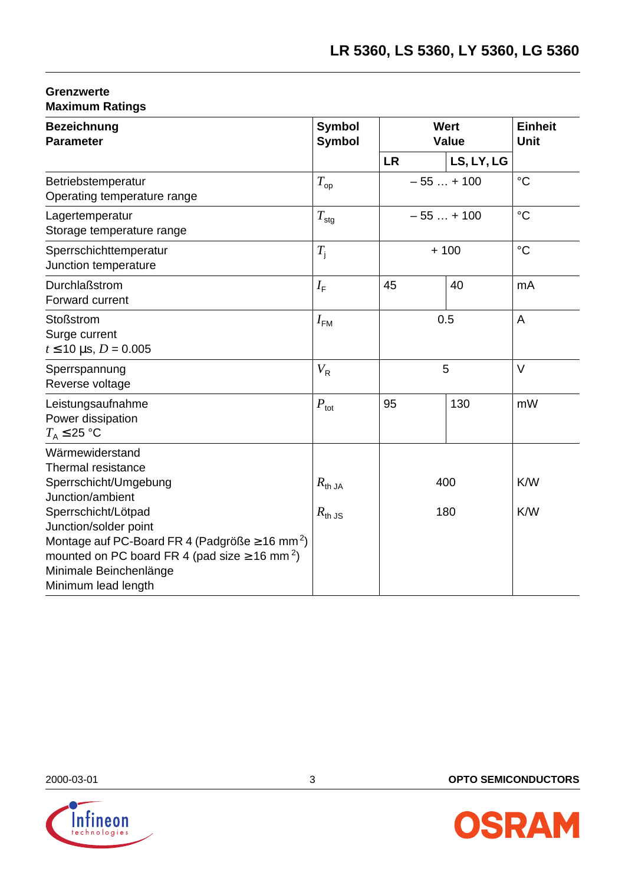## Grenzwerte
## Maximum Ratings

| Bezeichnung<br>Parameter | Symbol<br>Symbol | Wert<br>Value | | Einheit<br>Unit |
|---|---|---|---|---|
| | | LR | LS, LY, LG | |
| Betriebstemperatur<br>Operating temperature range | $T_{op}$ | – 55 … + 100 | | °C |
| Lagertemperatur<br>Storage temperature range | $T_{stg}$ | – 55 … + 100 | | °C |
| Sperrschichttemperatur<br>Junction temperature | $T_j$ | + 100 | | °C |
| Durchlaßstrom<br>Forward current | $I_F$ | 45 | 40 | mA |
| Stoßstrom<br>Surge current<br>$t \leq 10$ µs, $D = 0.005$ | $I_{FM}$ | 0.5 | | A |
| Sperrspannung<br>Reverse voltage | $V_R$ | 5 | | V |
| Leistungsaufnahme<br>Power dissipation<br>$T_A \leq 25$ °C | $P_{tot}$ | 95 | 130 | mW |
| Wärmewiderstand<br>Thermal resistance<br>Sperrschicht/Umgebung<br>Junction/ambient<br>Sperrschicht/Lötpad<br>Junction/solder point<br>Montage auf PC-Board FR 4 (Padgröße ≥ 16 mm[2])<br>mounted on PC board FR 4 (pad size ≥ 16 mm[2])<br>Minimale Beinchenlänge<br>Minimum lead length | <br><br>$R_{th\,JA}$<br><br>$R_{th\,JS}$ | <br><br>400<br><br>180 | | <br><br>K/W<br><br>K/W |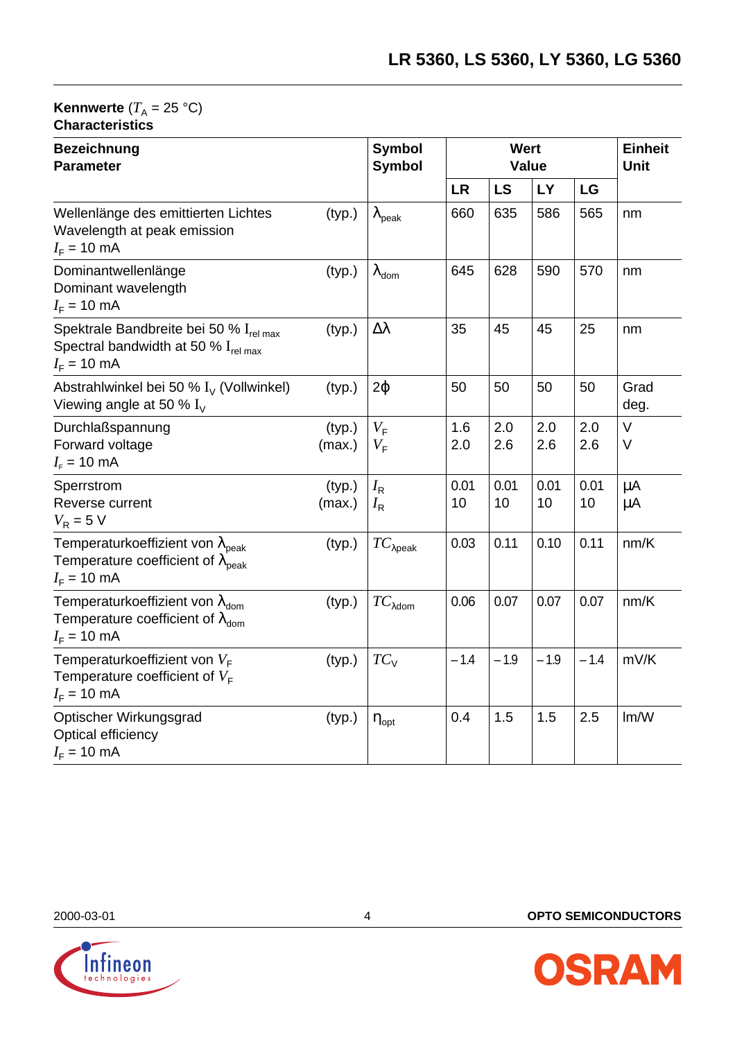**Kennwerte** ($T_A$ = 25 °C)
**Characteristics**

| **Bezeichnung**<br>**Parameter** | | **Symbol**<br>**Symbol** | **Wert**<br>**Value** | | | | **Einheit**<br>**Unit** |
|---|---|---|---|---|---|---|---|
| | | | **LR** | **LS** | **LY** | **LG** | |
| Wellenlänge des emittierten Lichtes<br>Wavelength at peak emission<br>$I_F$ = 10 mA | (typ.) | $\lambda_{peak}$ | 660 | 635 | 586 | 565 | nm |
| Dominantwellenlänge<br>Dominant wavelength<br>$I_F$ = 10 mA | (typ.) | $\lambda_{dom}$ | 645 | 628 | 590 | 570 | nm |
| Spektrale Bandbreite bei 50 % $I_{rel\ max}$<br>Spectral bandwidth at 50 % $I_{rel\ max}$<br>$I_F$ = 10 mA | (typ.) | $\Delta\lambda$ | 35 | 45 | 45 | 25 | nm |
| Abstrahlwinkel bei 50 % $I_V$ (Vollwinkel)<br>Viewing angle at 50 % $I_V$ | (typ.) | $2\varphi$ | 50 | 50 | 50 | 50 | Grad<br>deg. |
| Durchlaßspannung<br>Forward voltage<br>$I_F$ = 10 mA | (typ.)<br>(max.) | $V_F$<br>$V_F$ | 1.6<br>2.0 | 2.0<br>2.6 | 2.0<br>2.6 | 2.0<br>2.6 | V<br>V |
| Sperrstrom<br>Reverse current<br>$V_R$ = 5 V | (typ.)<br>(max.) | $I_R$<br>$I_R$ | 0.01<br>10 | 0.01<br>10 | 0.01<br>10 | 0.01<br>10 | µA<br>µA |
| Temperaturkoeffizient von $\lambda_{peak}$<br>Temperature coefficient of $\lambda_{peak}$<br>$I_F$ = 10 mA | (typ.) | $TC_{\lambda peak}$ | 0.03 | 0.11 | 0.10 | 0.11 | nm/K |
| Temperaturkoeffizient von $\lambda_{dom}$<br>Temperature coefficient of $\lambda_{dom}$<br>$I_F$ = 10 mA | (typ.) | $TC_{\lambda dom}$ | 0.06 | 0.07 | 0.07 | 0.07 | nm/K |
| Temperaturkoeffizient von $V_F$<br>Temperature coefficient of $V_F$<br>$I_F$ = 10 mA | (typ.) | $TC_V$ | – 1.4 | – 1.9 | – 1.9 | – 1.4 | mV/K |
| Optischer Wirkungsgrad<br>Optical efficiency<br>$I_F$ = 10 mA | (typ.) | $\eta_{opt}$ | 0.4 | 1.5 | 1.5 | 2.5 | lm/W |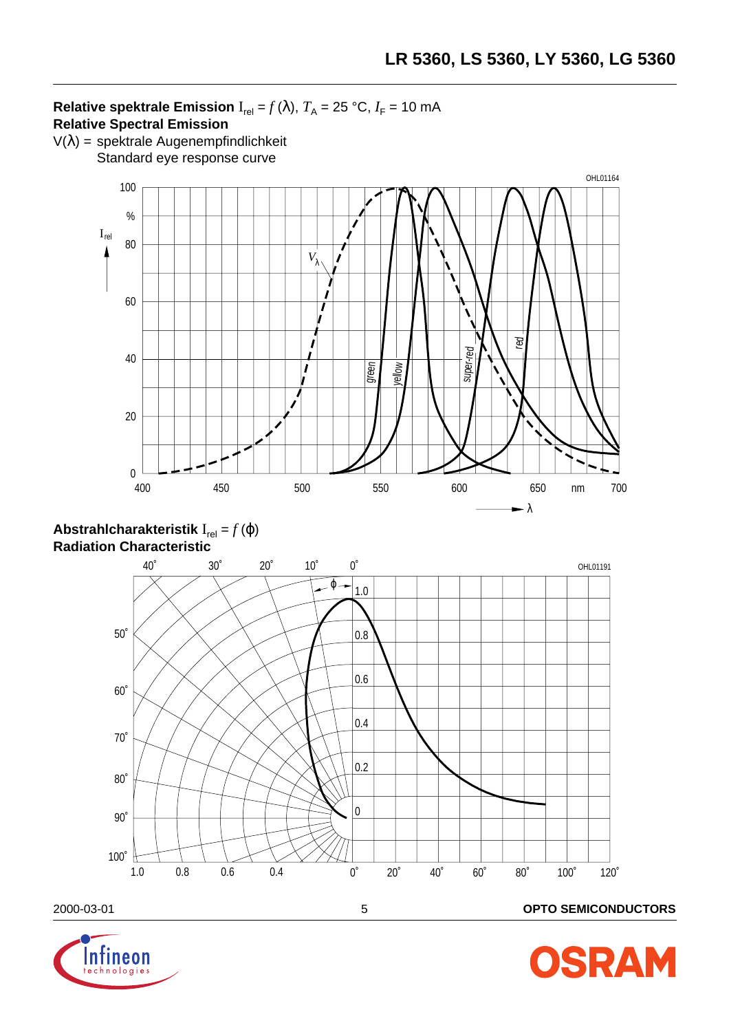**Relative spektrale Emission** $I_{rel} = f(\lambda)$, $T_A$ = 25 °C, $I_F$ = 10 mA
**Relative Spectral Emission**
V(λ) = spektrale Augenempfindlichkeit
Standard eye response curve

**Abstrahlcharakteristik** $I_{rel} = f(\varphi)$
**Radiation Characteristic**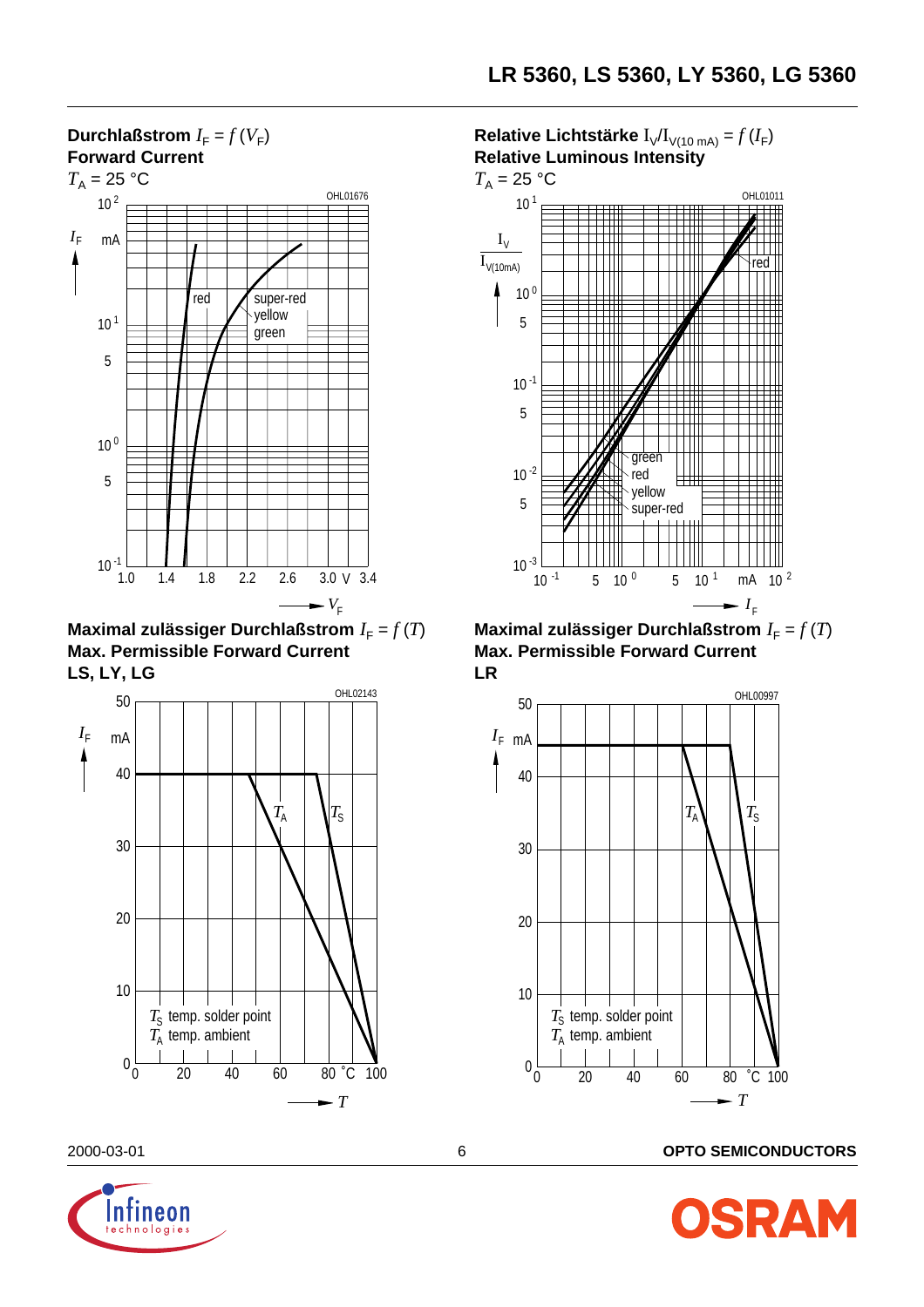**Durchlaßstrom** $I_F = f(V_F)$
**Forward Current**
$T_A$ = 25 °C

OHL01676

$I_F$ mA

$10^2$, $10^1$, 5, $10^0$, 5, $10^{-1}$

red | super-red, yellow, green

1.0 1.4 1.8 2.2 2.6 3.0 V 3.4

→ $V_F$

**Relative Lichtstärke** $I_V/I_{V(10\,mA)} = f(I_F)$
**Relative Luminous Intensity**
$T_A$ = 25 °C

OHL01011

$\frac{I_V}{I_{V(10mA)}}$

$10^1$, $10^0$, 5, $10^{-1}$, 5, $10^{-2}$, 5, $10^{-3}$

red; green, red, yellow, super-red

$10^{-1}$ 5 $10^0$ 5 $10^1$ mA $10^2$

→ $I_F$

**Maximal zulässiger Durchlaßstrom** $I_F = f(T)$
**Max. Permissible Forward Current**
**LS, LY, LG**

OHL02143

$I_F$ mA

50, 40, 30, 20, 10, 0

$T_A$, $T_S$

$T_S$ temp. solder point
$T_A$ temp. ambient

0 20 40 60 80 °C 100

→ $T$

**Maximal zulässiger Durchlaßstrom** $I_F = f(T)$
**Max. Permissible Forward Current**
**LR**

OHL00997

$I_F$ mA

50, 40, 30, 20, 10, 0

$T_A$, $T_S$

$T_S$ temp. solder point
$T_A$ temp. ambient

0 20 40 60 80 °C 100

→ $T$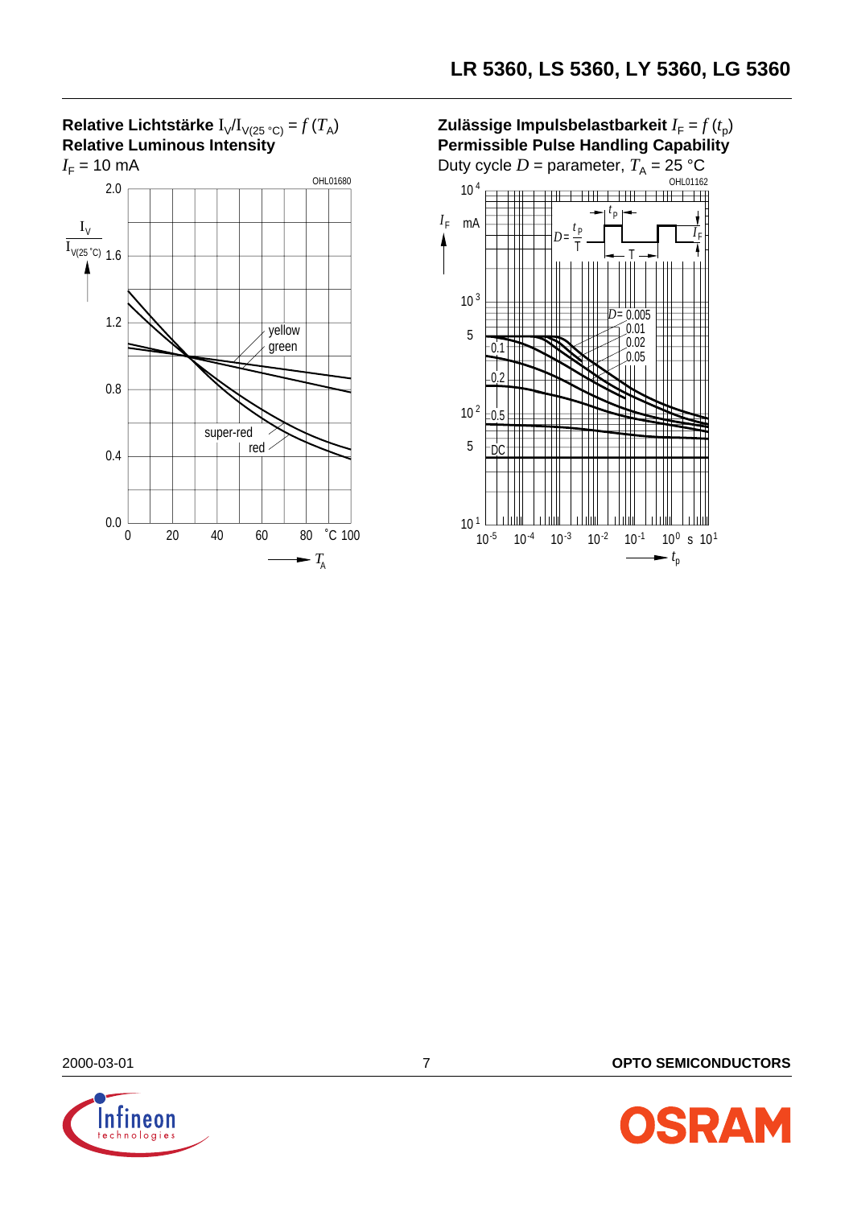**Relative Lichtstärke** $I_V/I_{V(25\,°C)} = f\,(T_A)$
**Relative Luminous Intensity**
$I_F$ = 10 mA

**Zulässige Impulsbelastbarkeit** $I_F = f\,(t_p)$
**Permissible Pulse Handling Capability**
Duty cycle $D$ = parameter, $T_A$ = 25 °C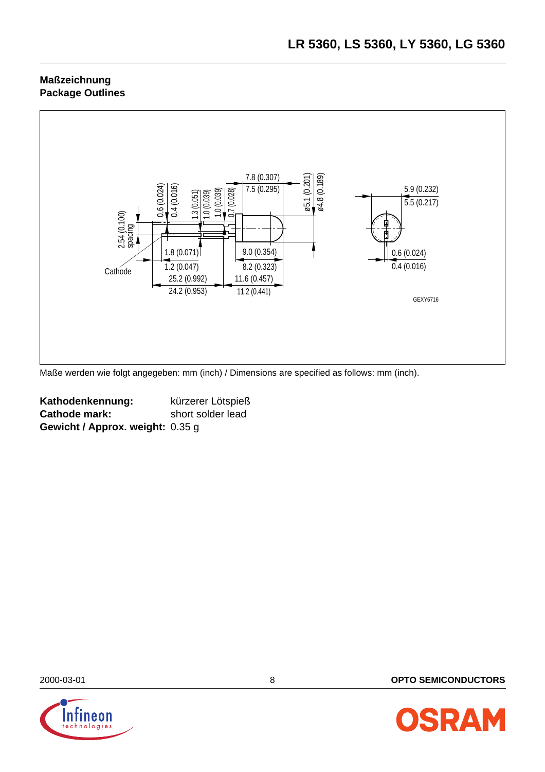## Maßzeichnung
## Package Outlines

Maße werden wie folgt angegeben: mm (inch) / Dimensions are specified as follows: mm (inch).

**Kathodenkennung:** kürzerer Lötspieß
**Cathode mark:** short solder lead
**Gewicht / Approx. weight:** 0.35 g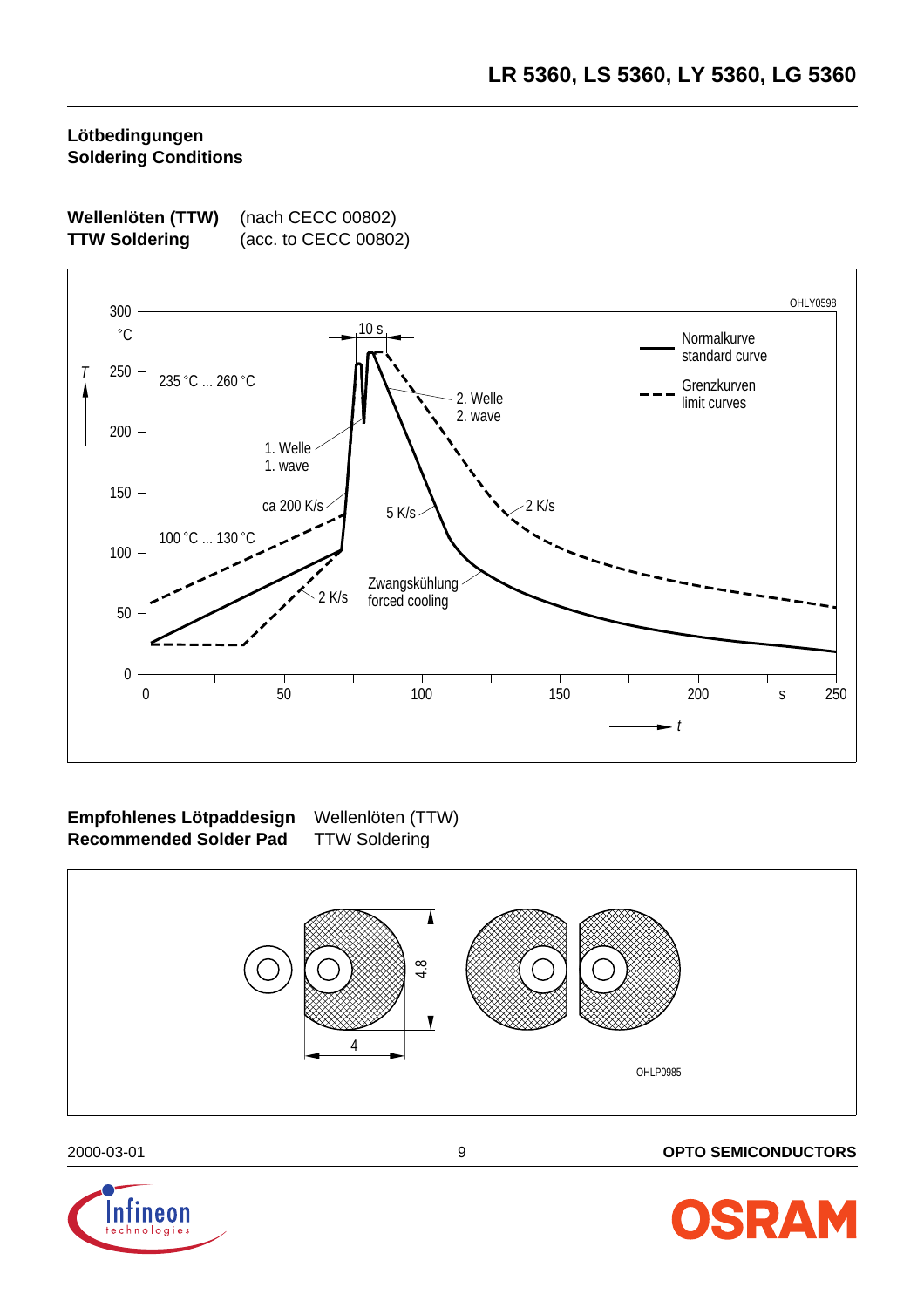## Lötbedingungen
## Soldering Conditions

**Wellenlöten (TTW)** (nach CECC 00802)
**TTW Soldering** (acc. to CECC 00802)

OHLY0598

300 °C
250
200
150
100
50
0

T

0 50 100 150 200 s 250

t

10 s

235 °C ... 260 °C

1. Welle
1. wave

2. Welle
2. wave

ca 200 K/s

5 K/s

2 K/s

100 °C ... 130 °C

2 K/s

Zwangskühlung
forced cooling

Normalkurve
standard curve

Grenzkurven
limit curves

**Empfohlenes Lötpaddesign** Wellenlöten (TTW)
**Recommended Solder Pad** TTW Soldering

4.8

4

OHLP0985